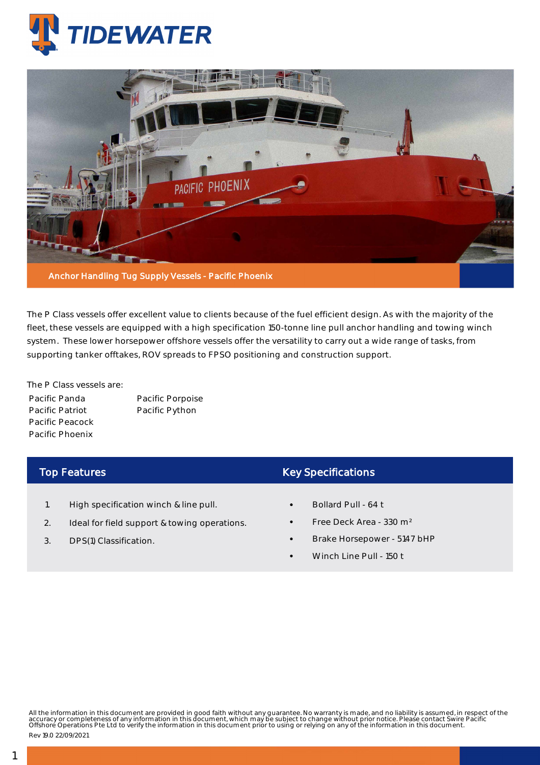# TIDEWATER

Anchor Handling Tug Supply Vessels - Pacific Phoenix

The P Class vessels offer excellent value to clients because of the fuel efficient design. As with the majority of the fleet, these vessels are equipped with a high specification 150-tonne line pull anchor handling and towing winch system. These lower horsepower offshore vessels offer the versatility to carry out a wide range of tasks, from supporting tanker offtakes, ROV spreads to FPSO positioning and construction support.

The P Class vessels are:

- Pacific Panda
- Pacific Patriot
- Pacific Peacock
- Pacific Phoenix
- Pacific Porpoise
- Pacific Python

## Top Features

1. High specification winch & line pull.
2. Ideal for field support & towing operations.
3. DPS(1) Classification.

## Key Specifications

- Bollard Pull - 64 t
- Free Deck Area - 330 m²
- Brake Horsepower - 5147 bHP
- Winch Line Pull - 150 t

All the information in this document are provided in good faith without any guarantee. No warranty is made, and no liability is assumed, in respect of the accuracy or completeness of any information in this document, which may be subject to change without prior notice. Please contact Swire Pacific Offshore Operations Pte Ltd to verify the information in this document prior to using or relying on any of the information in this document.

Rev 19.0 22/09/2021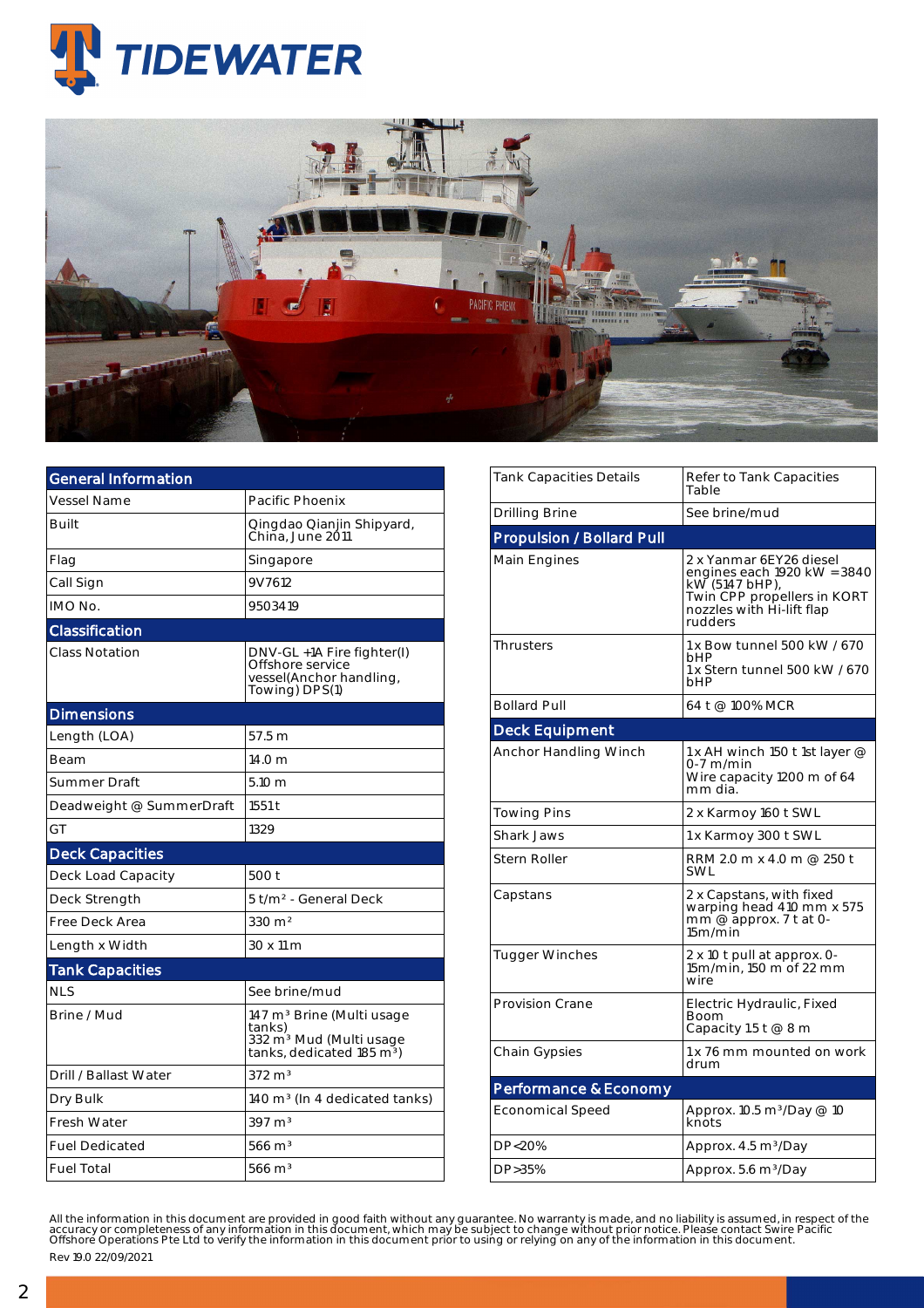TIDEWATER

## General Information

| | |
|---|---|
| Vessel Name | Pacific Phoenix |
| Built | Qingdao Qianjin Shipyard, China, June 2011 |
| Flag | Singapore |
| Call Sign | 9V7612 |
| IMO No. | 9503419 |

## Classification

| | |
|---|---|
| Class Notation | DNV-GL +1A Fire fighter(I) Offshore service vessel(Anchor handling, Towing) DPS(1) |

## Dimensions

| | |
|---|---|
| Length (LOA) | 57.5 m |
| Beam | 14.0 m |
| Summer Draft | 5.10 m |
| Deadweight @ SummerDraft | 1551 t |
| GT | 1329 |

## Deck Capacities

| | |
|---|---|
| Deck Load Capacity | 500 t |
| Deck Strength | 5 t/m² - General Deck |
| Free Deck Area | 330 m² |
| Length x Width | 30 x 11 m |

## Tank Capacities

| | |
|---|---|
| NLS | See brine/mud |
| Brine / Mud | 147 m³ Brine (Multi usage tanks) 332 m³ Mud (Multi usage tanks, dedicated 185 m³) |
| Drill / Ballast Water | 372 m³ |
| Dry Bulk | 140 m³ (In 4 dedicated tanks) |
| Fresh Water | 397 m³ |
| Fuel Dedicated | 566 m³ |
| Fuel Total | 566 m³ |
| Tank Capacities Details | Refer to Tank Capacities Table |
| Drilling Brine | See brine/mud |

## Propulsion / Bollard Pull

| | |
|---|---|
| Main Engines | 2 x Yanmar 6EY26 diesel engines each 1920 kW =3840 kW (5147 bHP), Twin CPP propellers in KORT nozzles with Hi-lift flap rudders |
| Thrusters | 1 x Bow tunnel 500 kW / 670 bHP 1 x Stern tunnel 500 kW / 670 bHP |
| Bollard Pull | 64 t @ 100% MCR |

## Deck Equipment

| | |
|---|---|
| Anchor Handling Winch | 1 x AH winch 150 t 1st layer @ 0-7 m/min Wire capacity 1200 m of 64 mm dia. |
| Towing Pins | 2 x Karmoy 160 t SWL |
| Shark Jaws | 1 x Karmoy 300 t SWL |
| Stern Roller | RRM 2.0 m x 4.0 m @ 250 t SWL |
| Capstans | 2 x Capstans, with fixed warping head 410 mm x 575 mm @ approx. 7 t at 0-15m/min |
| Tugger Winches | 2 x 10 t pull at approx. 0-15m/min, 150 m of 22 mm wire |
| Provision Crane | Electric Hydraulic, Fixed Boom Capacity 1.5 t @ 8 m |
| Chain Gypsies | 1 x 76 mm mounted on work drum |

## Performance & Economy

| | |
|---|---|
| Economical Speed | Approx. 10.5 m³/Day @ 10 knots |
| DP<20% | Approx. 4.5 m³/Day |
| DP>35% | Approx. 5.6 m³/Day |

All the information in this document are provided in good faith without any guarantee. No warranty is made, and no liability is assumed, in respect of the accuracy or completeness of any information in this document, which may be subject to change without prior notice. Please contact Swire Pacific Offshore Operations Pte Ltd to verify the information in this document prior to using or relying on any of the information in this document.

Rev 19.0 22/09/2021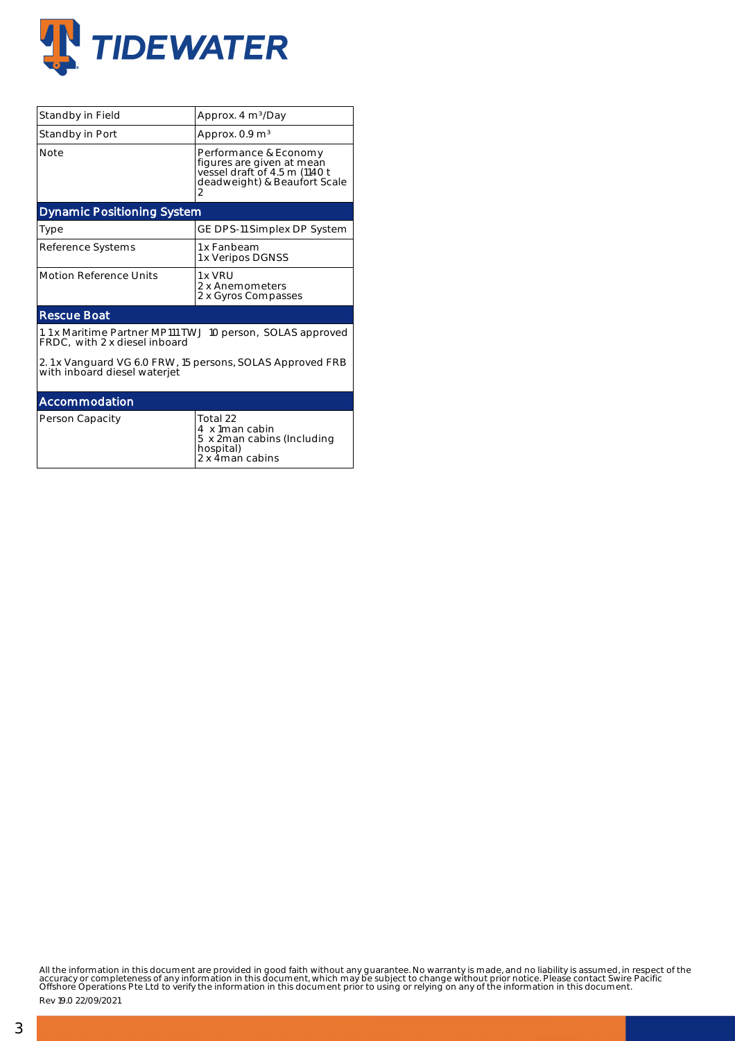| | |
|---|---|
| Standby in Field | Approx. 4 m³/Day |
| Standby in Port | Approx. 0.9 m³ |
| Note | Performance & Economy figures are given at mean vessel draft of 4.5 m (1140 t deadweight) & Beaufort Scale 2 |

## Dynamic Positioning System

| | |
|---|---|
| Type | GE DPS-11 Simplex DP System |
| Reference Systems | 1x Fanbeam<br>1x Veripos DGNSS |
| Motion Reference Units | 1x VRU<br>2 x Anemometers<br>2 x Gyros Compasses |

## Rescue Boat

1. 1x Maritime Partner MP111 TWJ 10 person, SOLAS approved FRDC, with 2 x diesel inboard

2. 1x Vanguard VG 6.0 FRW, 15 persons, SOLAS Approved FRB with inboard diesel waterjet

## Accommodation

| | |
|---|---|
| Person Capacity | Total 22<br>4 x 1man cabin<br>5 x 2man cabins (Including hospital)<br>2 x 4man cabins |

All the information in this document are provided in good faith without any guarantee. No warranty is made, and no liability is assumed, in respect of the accuracy or completeness of any information in this document, which may be subject to change without prior notice. Please contact Swire Pacific Offshore Operations Pte Ltd to verify the information in this document prior to using or relying on any of the information in this document.

Rev 19.0 22/09/2021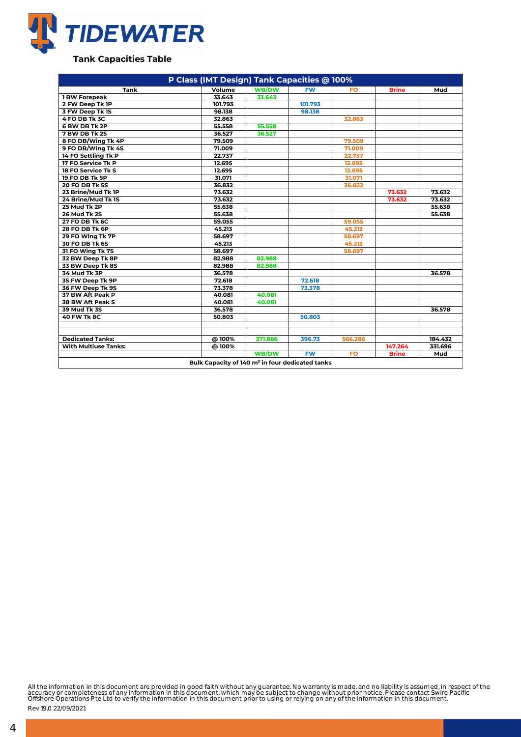## Tank Capacities Table

| P Class (IMT Design) Tank Capacities @ 100% | | | | | | |
|---|---|---|---|---|---|---|
| Tank | Volume | WB/DW | FW | FO | Brine | Mud |
| 1 BW Forepeak | 33.643 | 33.643 | | | | |
| 2 FW Deep Tk 1P | 101.793 | | 101.793 | | | |
| 3 FW Deep Tk 1S | 98.138 | | 98.138 | | | |
| 4 FO DB Tk 3C | 32.863 | | | 32.863 | | |
| 6 BW DB Tk 2P | 55.558 | 55.558 | | | | |
| 7 BW DB Tk 2S | 36.527 | 36.527 | | | | |
| 8 FO DB/Wing Tk 4P | 79.509 | | | 79.509 | | |
| 9 FO DB/Wing Tk 4S | 71.009 | | | 71.009 | | |
| 14 FO Settling Tk P | 22.737 | | | 22.737 | | |
| 17 FO Service Tk P | 12.695 | | | 12.695 | | |
| 18 FO Service Tk S | 12.695 | | | 12.695 | | |
| 19 FO DB Tk 5P | 31.071 | | | 31.071 | | |
| 20 FO DB Tk 5S | 36.832 | | | 36.832 | | |
| 23 Brine/Mud Tk 1P | 73.632 | | | | 73.632 | 73.632 |
| 24 Brine/Mud Tk 1S | 73.632 | | | | 73.632 | 73.632 |
| 25 Mud Tk 2P | 55.638 | | | | | 55.638 |
| 26 Mud Tk 2S | 55.638 | | | | | 55.638 |
| 27 FO DB Tk 6C | 59.055 | | | 59.055 | | |
| 28 FO DB Tk 6P | 45.213 | | | 45.213 | | |
| 29 FO Wing Tk 7P | 58.697 | | | 58.697 | | |
| 30 FO DB Tk 6S | 45.213 | | | 45.213 | | |
| 31 FO Wing Tk 7S | 58.697 | | | 58.697 | | |
| 32 BW Deep Tk 8P | 82.988 | 82.988 | | | | |
| 33 BW Deep Tk 8S | 82.988 | 82.988 | | | | |
| 34 Mud Tk 3P | 36.578 | | | | | 36.578 |
| 35 FW Deep Tk 9P | 72.618 | | 72.618 | | | |
| 36 FW Deep Tk 9S | 73.378 | | 73.378 | | | |
| 37 BW Aft Peak P | 40.081 | 40.081 | | | | |
| 38 BW Aft Peak S | 40.081 | 40.081 | | | | |
| 39 Mud Tk 3S | 36.578 | | | | | 36.578 |
| 40 FW Tk 8C | 50.803 | | 50.803 | | | |
| | | | | | | |
| | | | | | | |
| Dedicated Tanks: | @ 100% | 371.866 | 396.73 | 566.286 | | 184.432 |
| With Multiuse Tanks: | @ 100% | | | | 147.264 | 331.696 |
| | | WB/DW | FW | FO | Brine | Mud |
| Bulk Capacity of 140 m³ in four dedicated tanks | | | | | | |

All the information in this document are provided in good faith without any guarantee. No warranty is made, and no liability is assumed, in respect of the accuracy or completeness of any information in this document, which may be subject to change without prior notice. Please contact Swire Pacific Offshore Operations Pte Ltd to verify the information in this document prior to using or relying on any of the information in this document.

Rev 19.0 22/09/2021